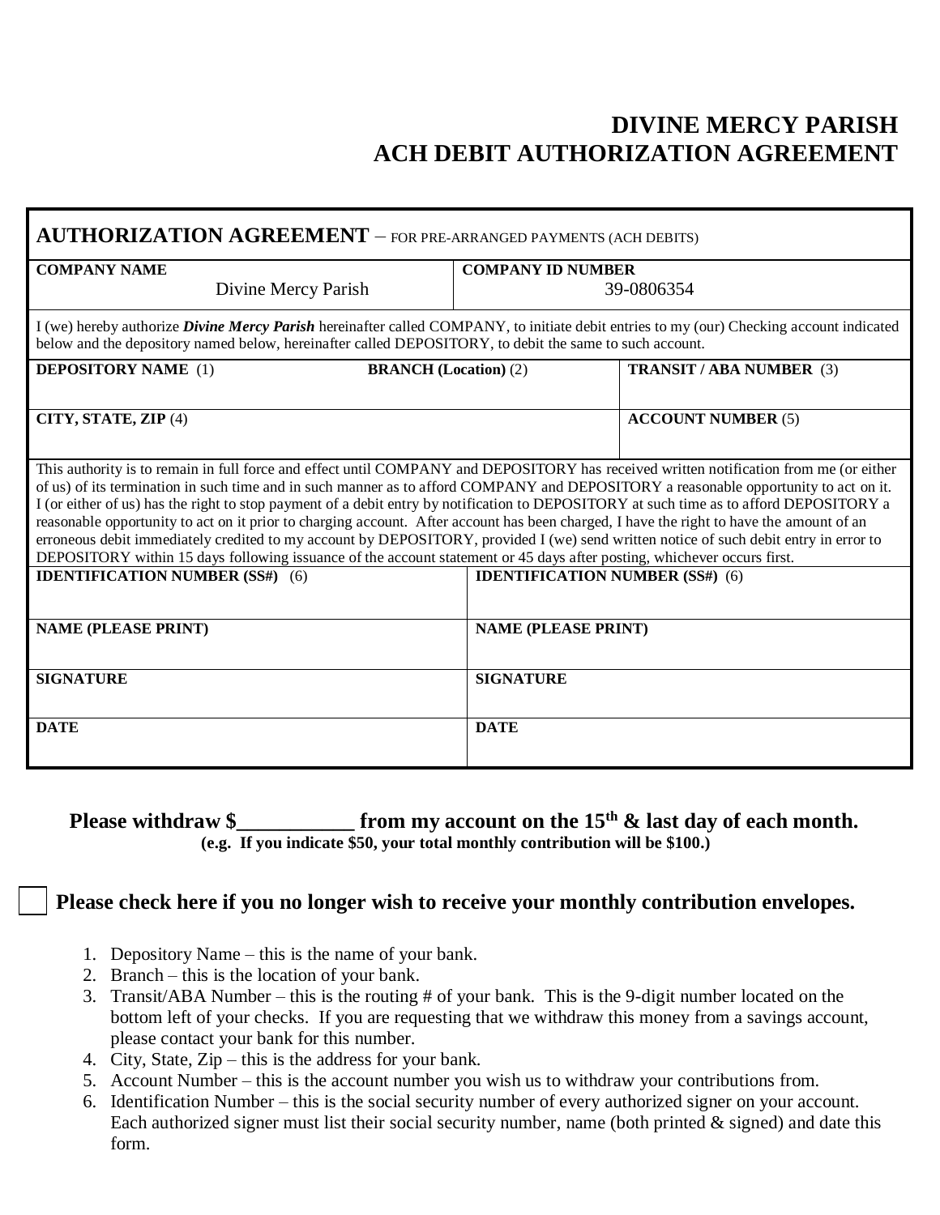# DIVINE MERCY PARISH
# ACH DEBIT AUTHORIZATION AGREEMENT

## AUTHORIZATION AGREEMENT – FOR PRE-ARRANGED PAYMENTS (ACH DEBITS)

| **COMPANY NAME** | **COMPANY ID NUMBER** |
|---|---|
| Divine Mercy Parish | 39-0806354 |

I (we) hereby authorize ***Divine Mercy Parish*** hereinafter called COMPANY, to initiate debit entries to my (our) Checking account indicated below and the depository named below, hereinafter called DEPOSITORY, to debit the same to such account.

| **DEPOSITORY NAME** (1) | **BRANCH (Location)** (2) | **TRANSIT / ABA NUMBER** (3) |
|---|---|---|
| | | |
| **CITY, STATE, ZIP** (4) | | **ACCOUNT NUMBER** (5) |
| | | |

This authority is to remain in full force and effect until COMPANY and DEPOSITORY has received written notification from me (or either of us) of its termination in such time and in such manner as to afford COMPANY and DEPOSITORY a reasonable opportunity to act on it. I (or either of us) has the right to stop payment of a debit entry by notification to DEPOSITORY at such time as to afford DEPOSITORY a reasonable opportunity to act on it prior to charging account. After account has been charged, I have the right to have the amount of an erroneous debit immediately credited to my account by DEPOSITORY, provided I (we) send written notice of such debit entry in error to DEPOSITORY within 15 days following issuance of the account statement or 45 days after posting, whichever occurs first.

| **IDENTIFICATION NUMBER (SS#)** (6) | **IDENTIFICATION NUMBER (SS#)** (6) |
|---|---|
| | |
| **NAME (PLEASE PRINT)** | **NAME (PLEASE PRINT)** |
| | |
| **SIGNATURE** | **SIGNATURE** |
| | |
| **DATE** | **DATE** |
| | |

**Please withdraw $__________ from my account on the 15th & last day of each month.**
**(e.g. If you indicate $50, your total monthly contribution will be $100.)**

☐ **Please check here if you no longer wish to receive your monthly contribution envelopes.**

1. Depository Name – this is the name of your bank.
2. Branch – this is the location of your bank.
3. Transit/ABA Number – this is the routing # of your bank. This is the 9-digit number located on the bottom left of your checks. If you are requesting that we withdraw this money from a savings account, please contact your bank for this number.
4. City, State, Zip – this is the address for your bank.
5. Account Number – this is the account number you wish us to withdraw your contributions from.
6. Identification Number – this is the social security number of every authorized signer on your account. Each authorized signer must list their social security number, name (both printed & signed) and date this form.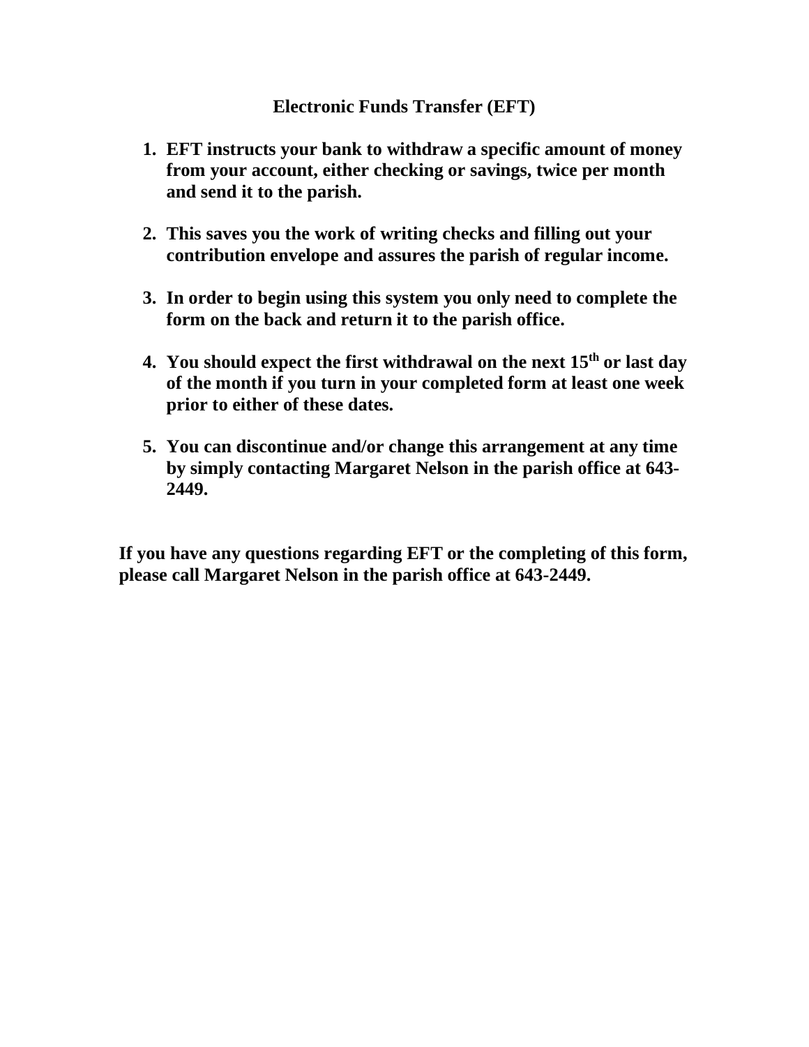## Electronic Funds Transfer (EFT)

1. **EFT instructs your bank to withdraw a specific amount of money from your account, either checking or savings, twice per month and send it to the parish.**

2. **This saves you the work of writing checks and filling out your contribution envelope and assures the parish of regular income.**

3. **In order to begin using this system you only need to complete the form on the back and return it to the parish office.**

4. **You should expect the first withdrawal on the next 15th or last day of the month if you turn in your completed form at least one week prior to either of these dates.**

5. **You can discontinue and/or change this arrangement at any time by simply contacting Margaret Nelson in the parish office at 643-2449.**

**If you have any questions regarding EFT or the completing of this form, please call Margaret Nelson in the parish office at 643-2449.**